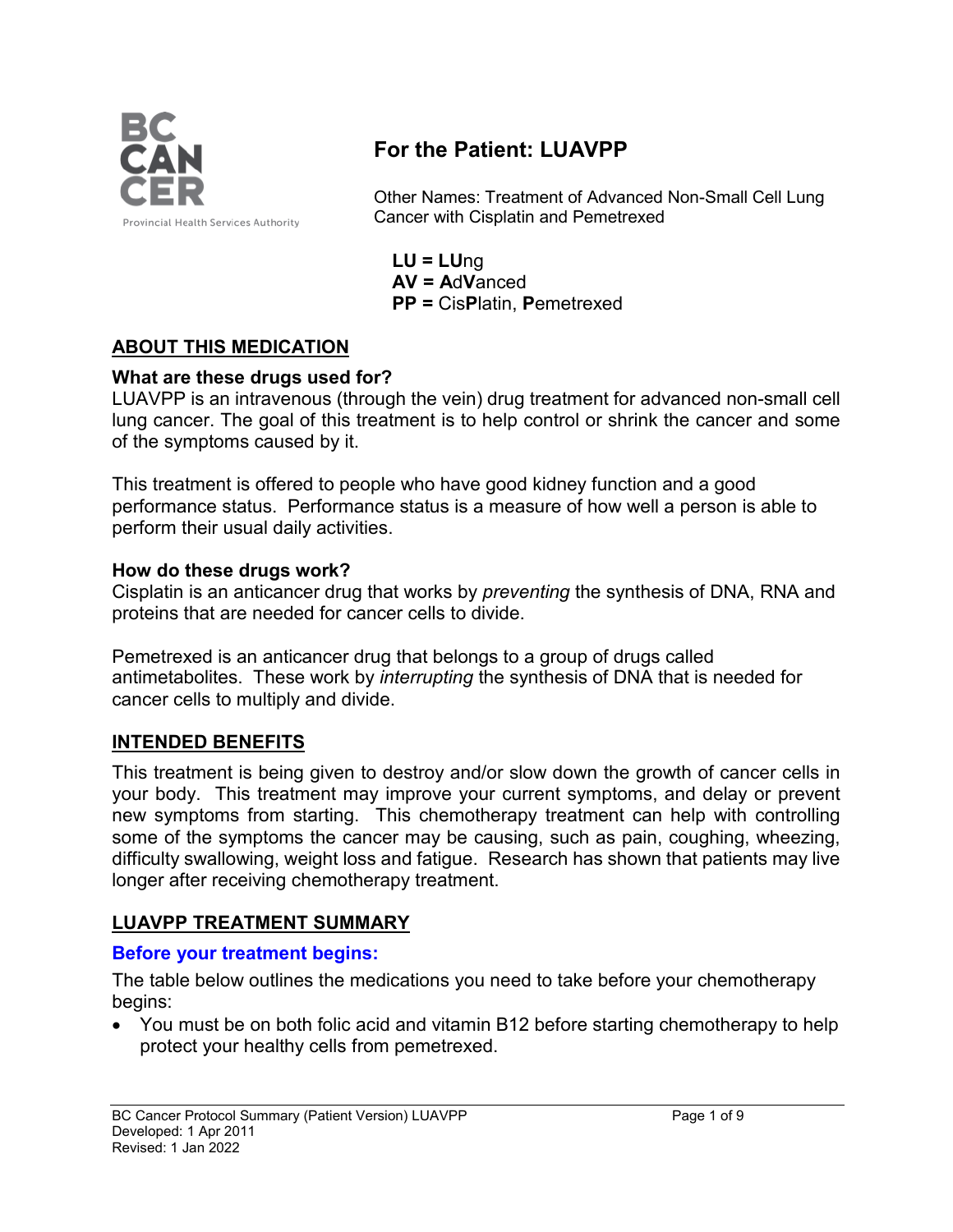# For the Patient: LUAVPP

Other Names: Treatment of Advanced Non-Small Cell Lung Cancer with Cisplatin and Pemetrexed

**LU = LU**ng
**AV = A**d**V**anced
**PP =** Cis**P**latin, **P**emetrexed

## ABOUT THIS MEDICATION

### What are these drugs used for?

LUAVPP is an intravenous (through the vein) drug treatment for advanced non-small cell lung cancer. The goal of this treatment is to help control or shrink the cancer and some of the symptoms caused by it.

This treatment is offered to people who have good kidney function and a good performance status. Performance status is a measure of how well a person is able to perform their usual daily activities.

### How do these drugs work?

Cisplatin is an anticancer drug that works by *preventing* the synthesis of DNA, RNA and proteins that are needed for cancer cells to divide.

Pemetrexed is an anticancer drug that belongs to a group of drugs called antimetabolites. These work by *interrupting* the synthesis of DNA that is needed for cancer cells to multiply and divide.

## INTENDED BENEFITS

This treatment is being given to destroy and/or slow down the growth of cancer cells in your body. This treatment may improve your current symptoms, and delay or prevent new symptoms from starting. This chemotherapy treatment can help with controlling some of the symptoms the cancer may be causing, such as pain, coughing, wheezing, difficulty swallowing, weight loss and fatigue. Research has shown that patients may live longer after receiving chemotherapy treatment.

## LUAVPP TREATMENT SUMMARY

### Before your treatment begins:

The table below outlines the medications you need to take before your chemotherapy begins:

- You must be on both folic acid and vitamin B12 before starting chemotherapy to help protect your healthy cells from pemetrexed.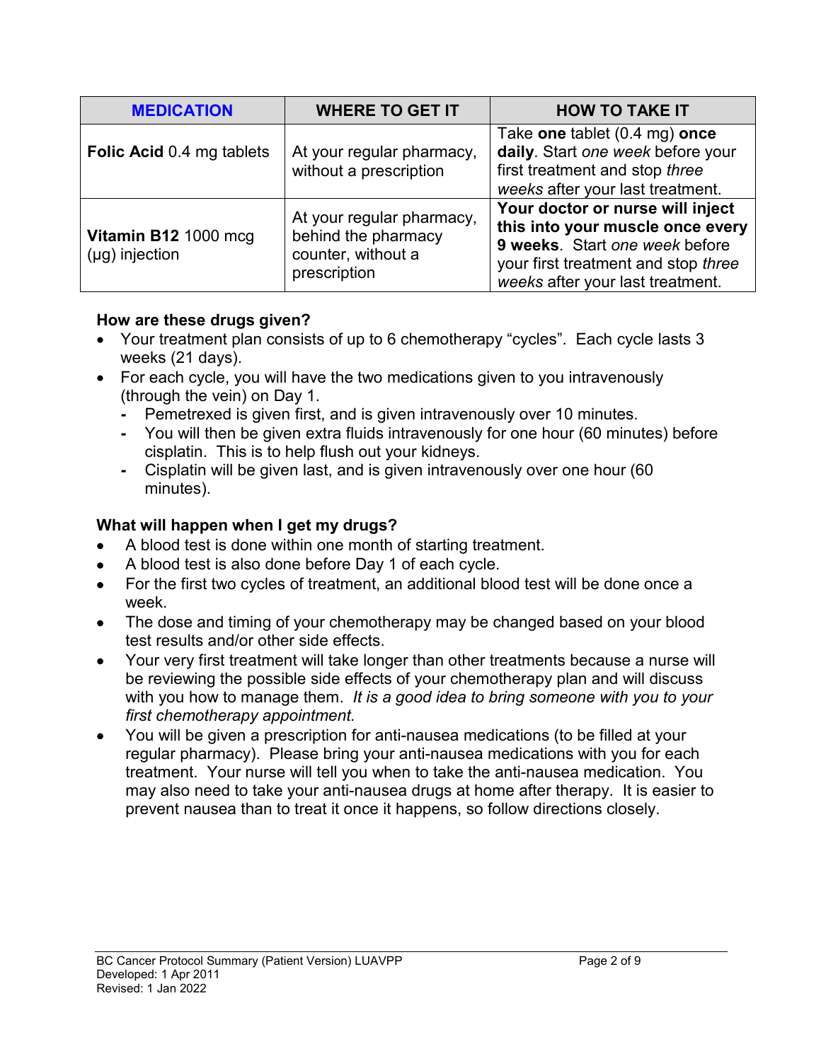| MEDICATION | WHERE TO GET IT | HOW TO TAKE IT |
|---|---|---|
| **Folic Acid** 0.4 mg tablets | At your regular pharmacy, without a prescription | Take **one** tablet (0.4 mg) **once daily**. Start *one week* before your first treatment and stop *three weeks* after your last treatment. |
| **Vitamin B12** 1000 mcg (µg) injection | At your regular pharmacy, behind the pharmacy counter, without a prescription | **Your doctor or nurse will inject this into your muscle once every 9 weeks**. Start *one week* before your first treatment and stop *three weeks* after your last treatment. |

**How are these drugs given?**

- Your treatment plan consists of up to 6 chemotherapy "cycles". Each cycle lasts 3 weeks (21 days).
- For each cycle, you will have the two medications given to you intravenously (through the vein) on Day 1.
  - Pemetrexed is given first, and is given intravenously over 10 minutes.
  - You will then be given extra fluids intravenously for one hour (60 minutes) before cisplatin. This is to help flush out your kidneys.
  - Cisplatin will be given last, and is given intravenously over one hour (60 minutes).

**What will happen when I get my drugs?**

- A blood test is done within one month of starting treatment.
- A blood test is also done before Day 1 of each cycle.
- For the first two cycles of treatment, an additional blood test will be done once a week.
- The dose and timing of your chemotherapy may be changed based on your blood test results and/or other side effects.
- Your very first treatment will take longer than other treatments because a nurse will be reviewing the possible side effects of your chemotherapy plan and will discuss with you how to manage them. *It is a good idea to bring someone with you to your first chemotherapy appointment.*
- You will be given a prescription for anti-nausea medications (to be filled at your regular pharmacy). Please bring your anti-nausea medications with you for each treatment. Your nurse will tell you when to take the anti-nausea medication. You may also need to take your anti-nausea drugs at home after therapy. It is easier to prevent nausea than to treat it once it happens, so follow directions closely.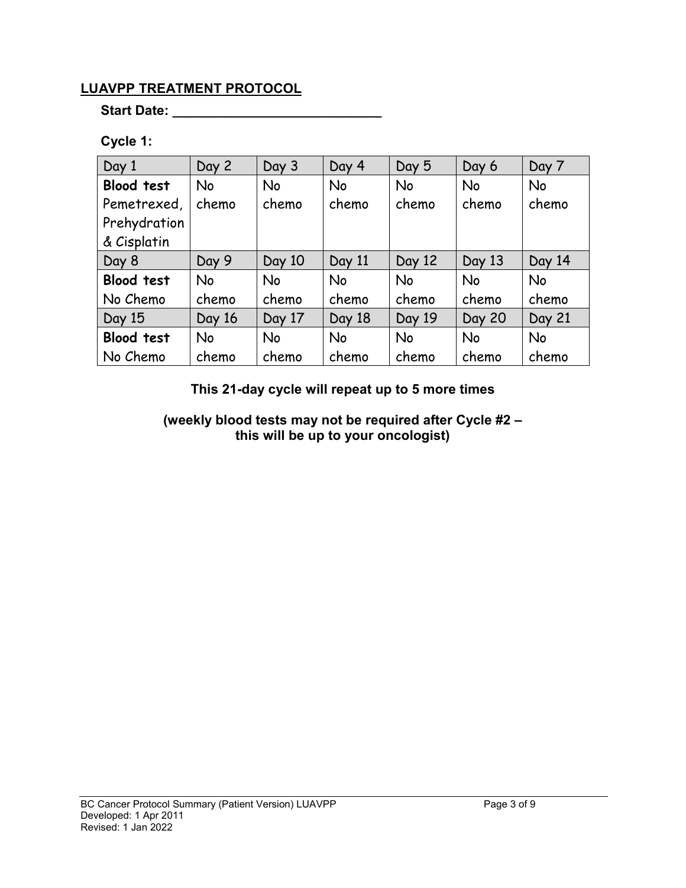## LUAVPP TREATMENT PROTOCOL

**Start Date: ____________________________**

**Cycle 1:**

| Day 1 | Day 2 | Day 3 | Day 4 | Day 5 | Day 6 | Day 7 |
|---|---|---|---|---|---|---|
| **Blood test** Pemetrexed, Prehydration & Cisplatin | No chemo | No chemo | No chemo | No chemo | No chemo | No chemo |
| Day 8 | Day 9 | Day 10 | Day 11 | Day 12 | Day 13 | Day 14 |
| **Blood test** No Chemo | No chemo | No chemo | No chemo | No chemo | No chemo | No chemo |
| Day 15 | Day 16 | Day 17 | Day 18 | Day 19 | Day 20 | Day 21 |
| **Blood test** No Chemo | No chemo | No chemo | No chemo | No chemo | No chemo | No chemo |

**This 21-day cycle will repeat up to 5 more times**

**(weekly blood tests may not be required after Cycle #2 – this will be up to your oncologist)**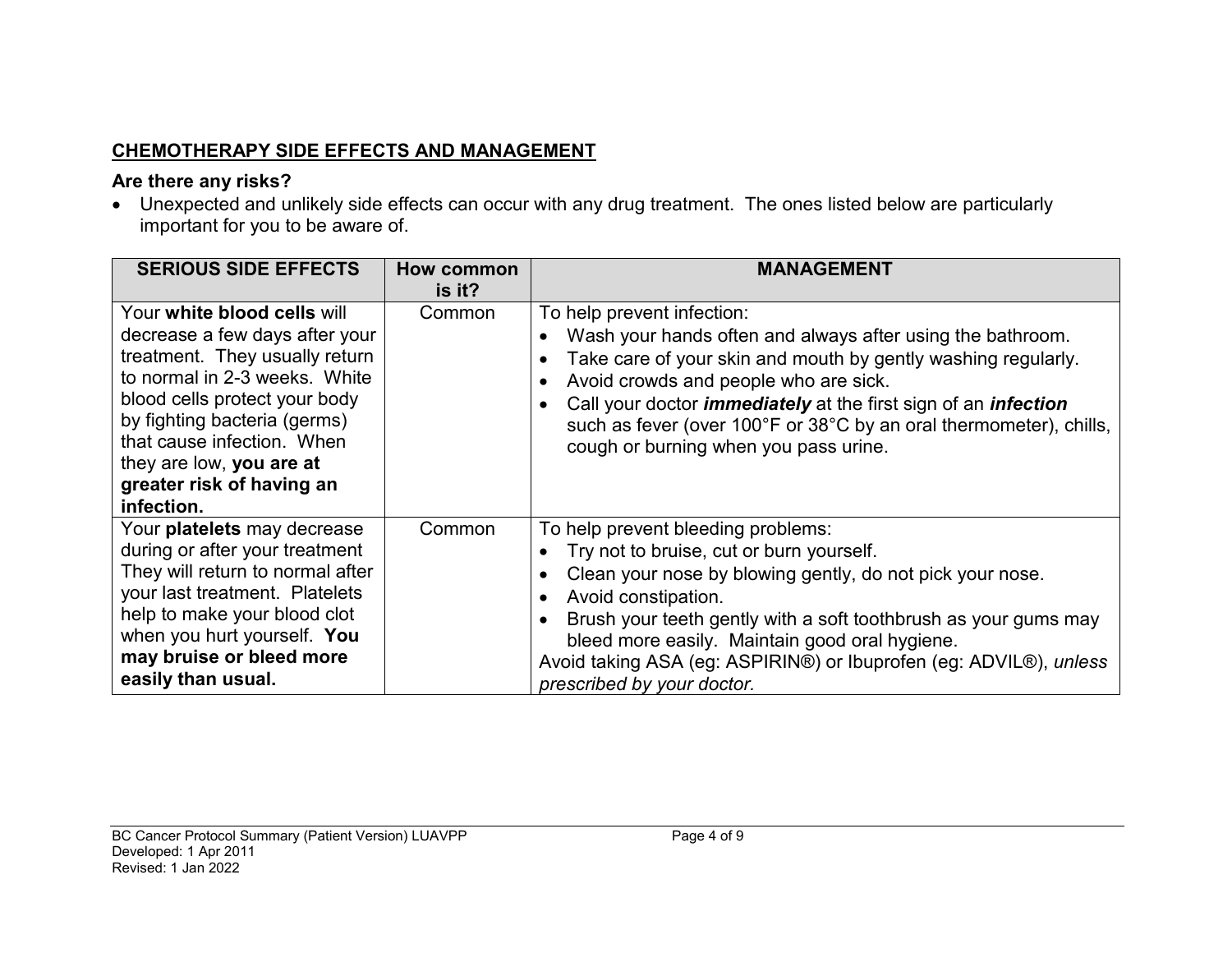## CHEMOTHERAPY SIDE EFFECTS AND MANAGEMENT

### Are there any risks?

- Unexpected and unlikely side effects can occur with any drug treatment. The ones listed below are particularly important for you to be aware of.

| SERIOUS SIDE EFFECTS | How common is it? | MANAGEMENT |
|---|---|---|
| Your **white blood cells** will decrease a few days after your treatment. They usually return to normal in 2-3 weeks. White blood cells protect your body by fighting bacteria (germs) that cause infection. When they are low, **you are at greater risk of having an infection.** | Common | To help prevent infection:<br>• Wash your hands often and always after using the bathroom.<br>• Take care of your skin and mouth by gently washing regularly.<br>• Avoid crowds and people who are sick.<br>• Call your doctor ***immediately*** at the first sign of an ***infection*** such as fever (over 100°F or 38°C by an oral thermometer), chills, cough or burning when you pass urine. |
| Your **platelets** may decrease during or after your treatment They will return to normal after your last treatment. Platelets help to make your blood clot when you hurt yourself. **You may bruise or bleed more easily than usual.** | Common | To help prevent bleeding problems:<br>• Try not to bruise, cut or burn yourself.<br>• Clean your nose by blowing gently, do not pick your nose.<br>• Avoid constipation.<br>• Brush your teeth gently with a soft toothbrush as your gums may bleed more easily. Maintain good oral hygiene.<br>Avoid taking ASA (eg: ASPIRIN®) or Ibuprofen (eg: ADVIL®), *unless prescribed by your doctor.* |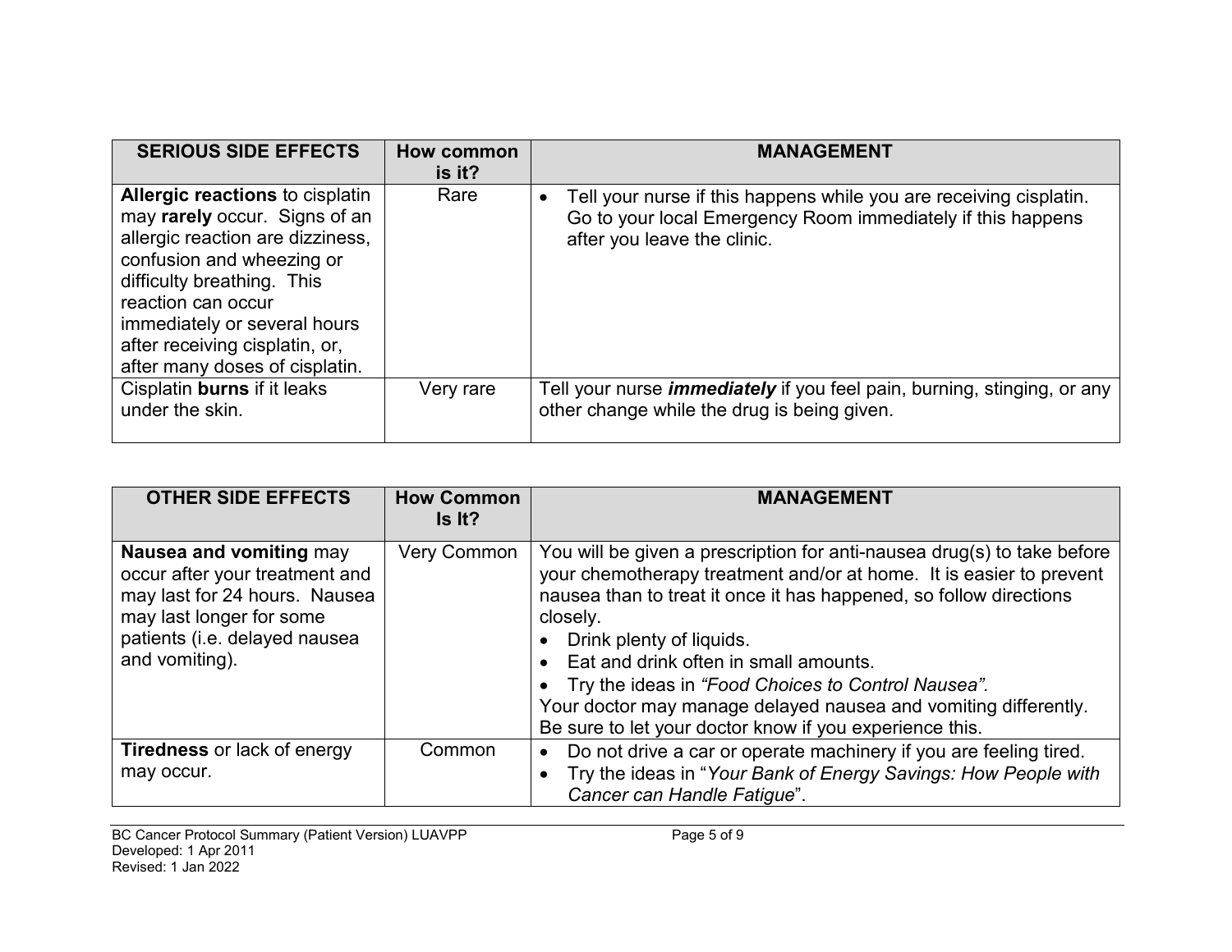| SERIOUS SIDE EFFECTS | How common is it? | MANAGEMENT |
|---|---|---|
| **Allergic reactions** to cisplatin may **rarely** occur. Signs of an allergic reaction are dizziness, confusion and wheezing or difficulty breathing. This reaction can occur immediately or several hours after receiving cisplatin, or, after many doses of cisplatin. | Rare | • Tell your nurse if this happens while you are receiving cisplatin. Go to your local Emergency Room immediately if this happens after you leave the clinic. |
| Cisplatin **burns** if it leaks under the skin. | Very rare | Tell your nurse ***immediately*** if you feel pain, burning, stinging, or any other change while the drug is being given. |

| OTHER SIDE EFFECTS | How Common Is It? | MANAGEMENT |
|---|---|---|
| **Nausea and vomiting** may occur after your treatment and may last for 24 hours. Nausea may last longer for some patients (i.e. delayed nausea and vomiting). | Very Common | You will be given a prescription for anti-nausea drug(s) to take before your chemotherapy treatment and/or at home. It is easier to prevent nausea than to treat it once it has happened, so follow directions closely.<br>• Drink plenty of liquids.<br>• Eat and drink often in small amounts.<br>• Try the ideas in *"Food Choices to Control Nausea".*<br>Your doctor may manage delayed nausea and vomiting differently. Be sure to let your doctor know if you experience this. |
| **Tiredness** or lack of energy may occur. | Common | • Do not drive a car or operate machinery if you are feeling tired.<br>• Try the ideas in "*Your Bank of Energy Savings: How People with Cancer can Handle Fatigue*". |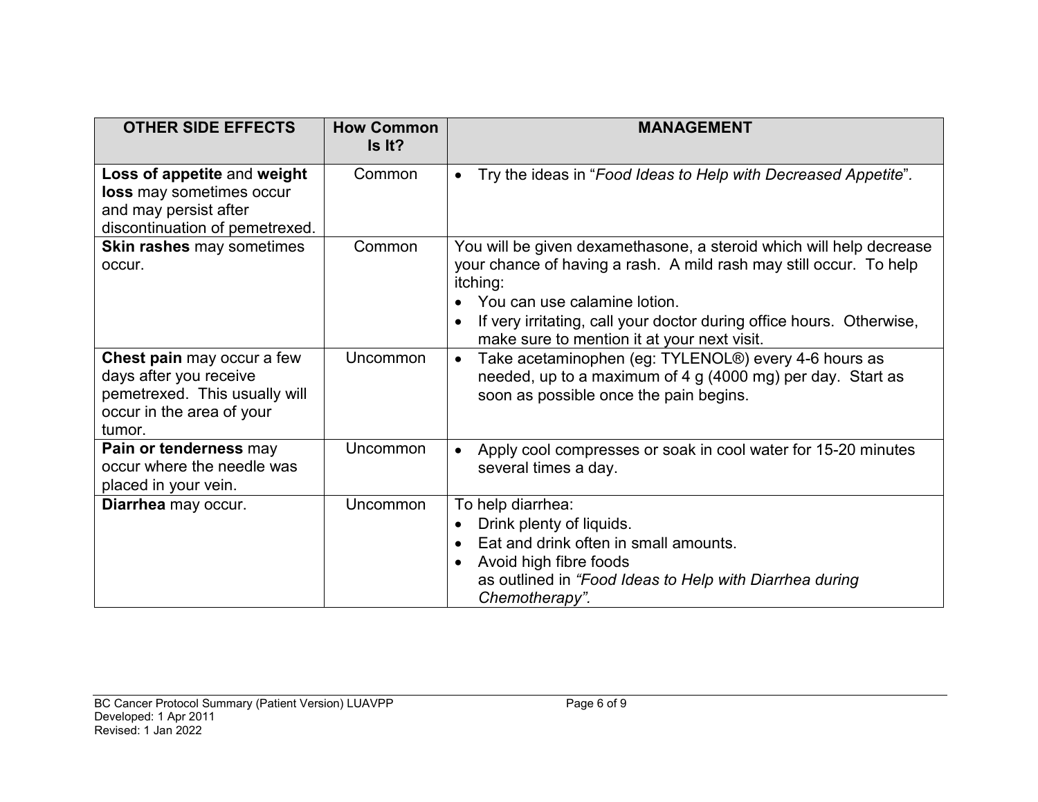| OTHER SIDE EFFECTS | How Common Is It? | MANAGEMENT |
|---|---|---|
| **Loss of appetite** and **weight loss** may sometimes occur and may persist after discontinuation of pemetrexed. | Common | • Try the ideas in "*Food Ideas to Help with Decreased Appetite*". |
| **Skin rashes** may sometimes occur. | Common | You will be given dexamethasone, a steroid which will help decrease your chance of having a rash. A mild rash may still occur. To help itching:<br>• You can use calamine lotion.<br>• If very irritating, call your doctor during office hours. Otherwise, make sure to mention it at your next visit. |
| **Chest pain** may occur a few days after you receive pemetrexed. This usually will occur in the area of your tumor. | Uncommon | • Take acetaminophen (eg: TYLENOL®) every 4-6 hours as needed, up to a maximum of 4 g (4000 mg) per day. Start as soon as possible once the pain begins. |
| **Pain or tenderness** may occur where the needle was placed in your vein. | Uncommon | • Apply cool compresses or soak in cool water for 15-20 minutes several times a day. |
| **Diarrhea** may occur. | Uncommon | To help diarrhea:<br>• Drink plenty of liquids.<br>• Eat and drink often in small amounts.<br>• Avoid high fibre foods as outlined in *"Food Ideas to Help with Diarrhea during Chemotherapy".* |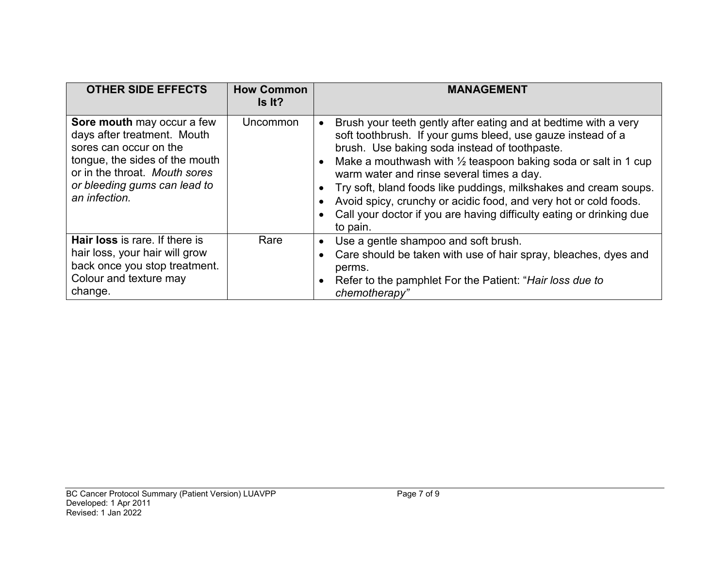| OTHER SIDE EFFECTS | How Common Is It? | MANAGEMENT |
|---|---|---|
| **Sore mouth** may occur a few days after treatment. Mouth sores can occur on the tongue, the sides of the mouth or in the throat. *Mouth sores or bleeding gums can lead to an infection.* | Uncommon | • Brush your teeth gently after eating and at bedtime with a very soft toothbrush. If your gums bleed, use gauze instead of a brush. Use baking soda instead of toothpaste.<br>• Make a mouthwash with ½ teaspoon baking soda or salt in 1 cup warm water and rinse several times a day.<br>• Try soft, bland foods like puddings, milkshakes and cream soups.<br>• Avoid spicy, crunchy or acidic food, and very hot or cold foods.<br>• Call your doctor if you are having difficulty eating or drinking due to pain. |
| **Hair loss** is rare. If there is hair loss, your hair will grow back once you stop treatment. Colour and texture may change. | Rare | • Use a gentle shampoo and soft brush.<br>• Care should be taken with use of hair spray, bleaches, dyes and perms.<br>• Refer to the pamphlet For the Patient: "*Hair loss due to chemotherapy"* |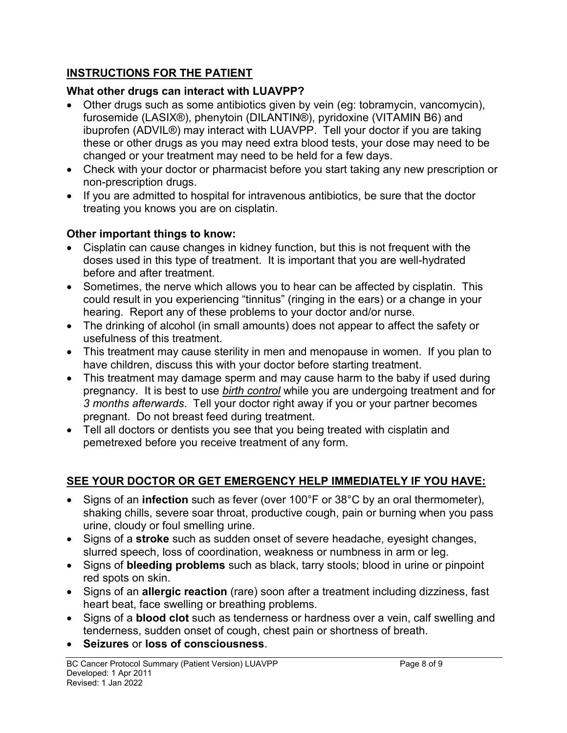## **INSTRUCTIONS FOR THE PATIENT**

### **What other drugs can interact with LUAVPP?**

- Other drugs such as some antibiotics given by vein (eg: tobramycin, vancomycin), furosemide (LASIX®), phenytoin (DILANTIN®), pyridoxine (VITAMIN B6) and ibuprofen (ADVIL®) may interact with LUAVPP. Tell your doctor if you are taking these or other drugs as you may need extra blood tests, your dose may need to be changed or your treatment may need to be held for a few days.
- Check with your doctor or pharmacist before you start taking any new prescription or non-prescription drugs.
- If you are admitted to hospital for intravenous antibiotics, be sure that the doctor treating you knows you are on cisplatin.

### **Other important things to know:**

- Cisplatin can cause changes in kidney function, but this is not frequent with the doses used in this type of treatment. It is important that you are well-hydrated before and after treatment.
- Sometimes, the nerve which allows you to hear can be affected by cisplatin. This could result in you experiencing "tinnitus" (ringing in the ears) or a change in your hearing. Report any of these problems to your doctor and/or nurse.
- The drinking of alcohol (in small amounts) does not appear to affect the safety or usefulness of this treatment.
- This treatment may cause sterility in men and menopause in women. If you plan to have children, discuss this with your doctor before starting treatment.
- This treatment may damage sperm and may cause harm to the baby if used during pregnancy. It is best to use ***birth control*** while you are undergoing treatment and for *3 months afterwards*. Tell your doctor right away if you or your partner becomes pregnant. Do not breast feed during treatment.
- Tell all doctors or dentists you see that you being treated with cisplatin and pemetrexed before you receive treatment of any form.

## **SEE YOUR DOCTOR OR GET EMERGENCY HELP IMMEDIATELY IF YOU HAVE:**

- Signs of an **infection** such as fever (over 100°F or 38°C by an oral thermometer), shaking chills, severe soar throat, productive cough, pain or burning when you pass urine, cloudy or foul smelling urine.
- Signs of a **stroke** such as sudden onset of severe headache, eyesight changes, slurred speech, loss of coordination, weakness or numbness in arm or leg.
- Signs of **bleeding problems** such as black, tarry stools; blood in urine or pinpoint red spots on skin.
- Signs of an **allergic reaction** (rare) soon after a treatment including dizziness, fast heart beat, face swelling or breathing problems.
- Signs of a **blood clot** such as tenderness or hardness over a vein, calf swelling and tenderness, sudden onset of cough, chest pain or shortness of breath.
- **Seizures** or **loss of consciousness**.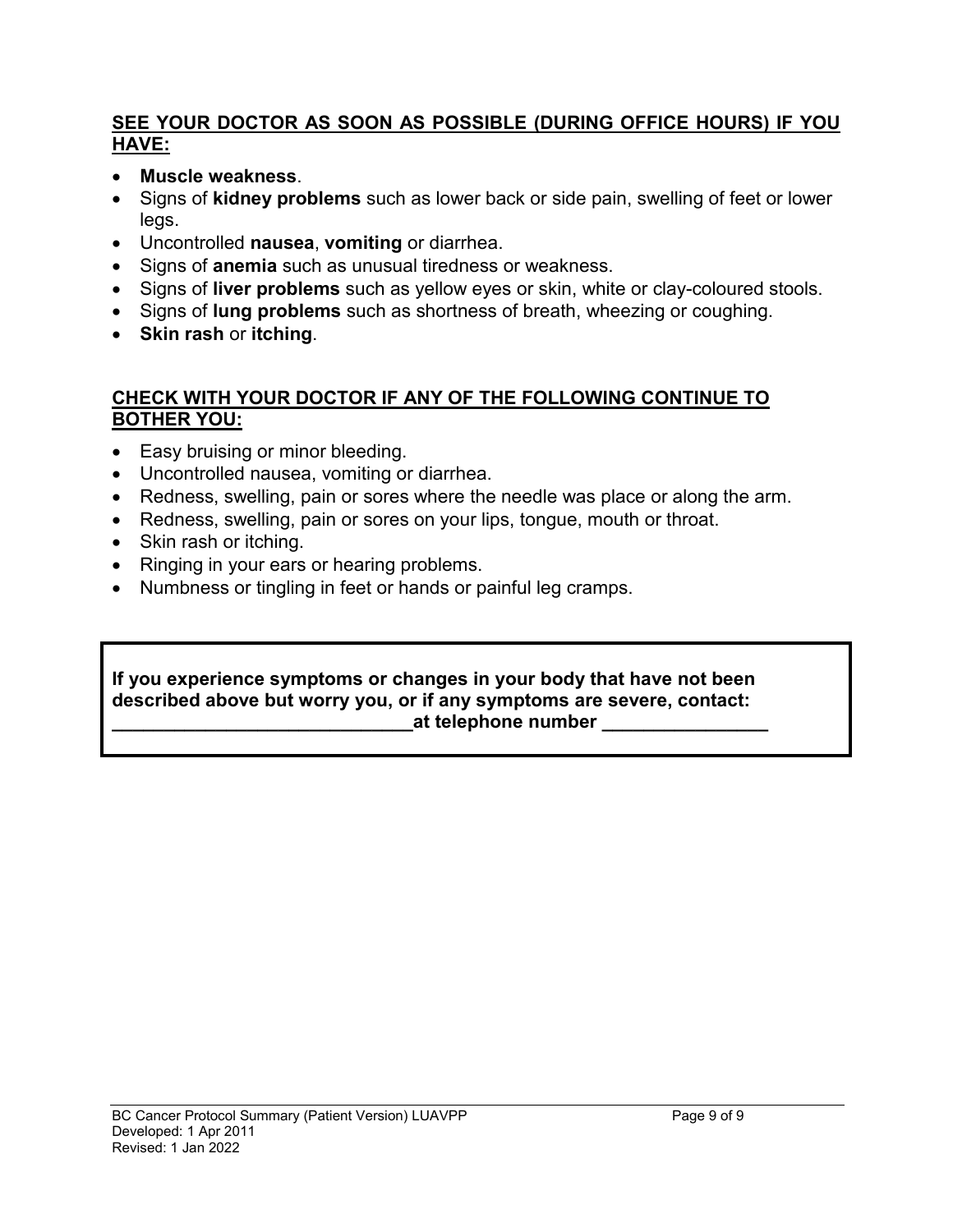**<u>SEE YOUR DOCTOR AS SOON AS POSSIBLE (DURING OFFICE HOURS) IF YOU HAVE:</u>**

- **Muscle weakness**.
- Signs of **kidney problems** such as lower back or side pain, swelling of feet or lower legs.
- Uncontrolled **nausea**, **vomiting** or diarrhea.
- Signs of **anemia** such as unusual tiredness or weakness.
- Signs of **liver problems** such as yellow eyes or skin, white or clay-coloured stools.
- Signs of **lung problems** such as shortness of breath, wheezing or coughing.
- **Skin rash** or **itching**.

**<u>CHECK WITH YOUR DOCTOR IF ANY OF THE FOLLOWING CONTINUE TO BOTHER YOU:</u>**

- Easy bruising or minor bleeding.
- Uncontrolled nausea, vomiting or diarrhea.
- Redness, swelling, pain or sores where the needle was place or along the arm.
- Redness, swelling, pain or sores on your lips, tongue, mouth or throat.
- Skin rash or itching.
- Ringing in your ears or hearing problems.
- Numbness or tingling in feet or hands or painful leg cramps.

**If you experience symptoms or changes in your body that have not been described above but worry you, or if any symptoms are severe, contact: ____________________________at telephone number ________________**

BC Cancer Protocol Summary (Patient Version) LUAVPP
Developed: 1 Apr 2011
Revised: 1 Jan 2022